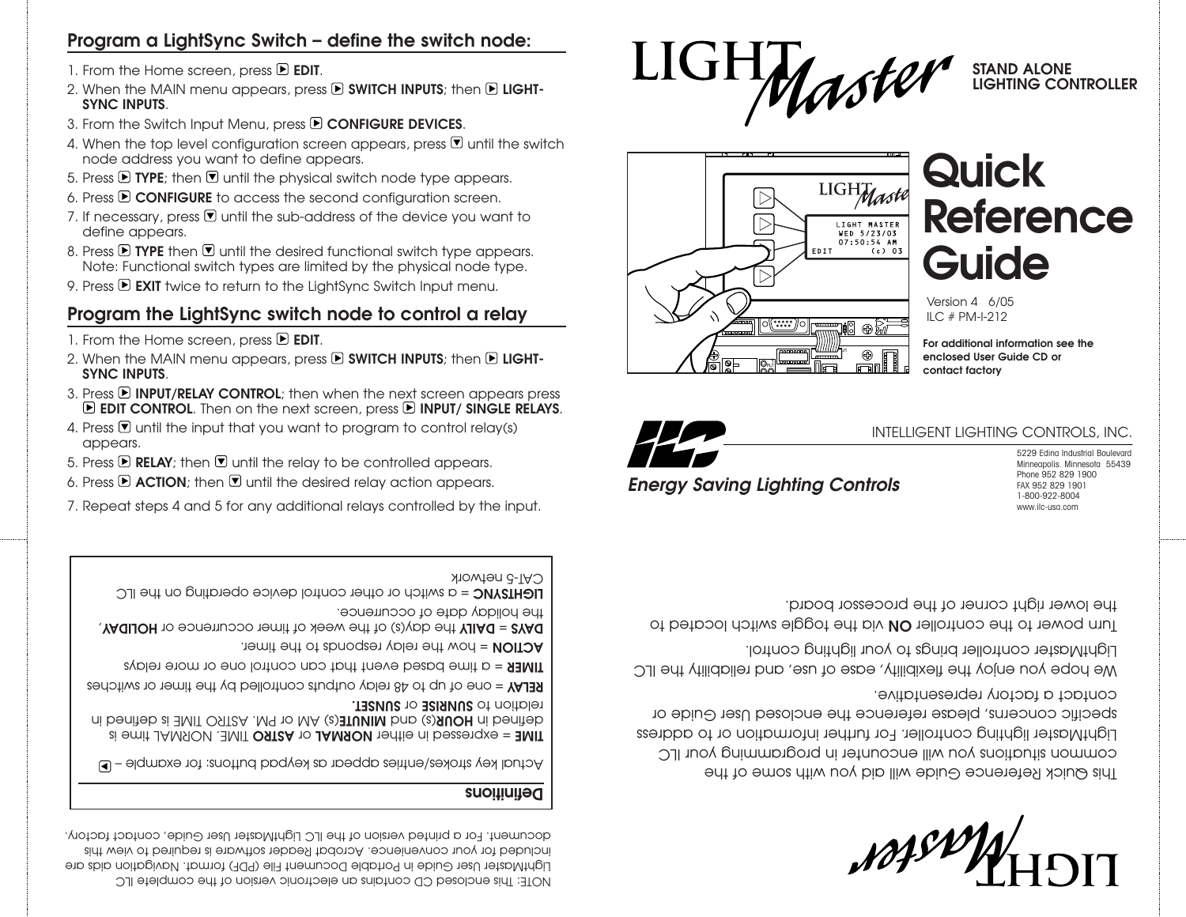## Program a LightSync Switch – define the switch node:

1. From the Home screen, press ▶ **EDIT**.
2. When the MAIN menu appears, press ▶ **SWITCH INPUTS**; then ▶ **LIGHT-SYNC INPUTS**.
3. From the Switch Input Menu, press ▶ **CONFIGURE DEVICES**.
4. When the top level configuration screen appears, press ▼ until the switch node address you want to define appears.
5. Press ▶ **TYPE**; then ▼ until the physical switch node type appears.
6. Press ▶ **CONFIGURE** to access the second configuration screen.
7. If necessary, press ▼ until the sub-address of the device you want to define appears.
8. Press ▶ **TYPE** then ▼ until the desired functional switch type appears. Note: Functional switch types are limited by the physical node type.
9. Press ▶ **EXIT** twice to return to the LightSync Switch Input menu.

## Program the LightSync switch node to control a relay

1. From the Home screen, press ▶ **EDIT**.
2. When the MAIN menu appears, press ▶ **SWITCH INPUTS**; then ▶ **LIGHT-SYNC INPUTS**.
3. Press ▶ **INPUT/RELAY CONTROL**; then when the next screen appears press ▶ **EDIT CONTROL**. Then on the next screen, press ▶ **INPUT/ SINGLE RELAYS**.
4. Press ▼ until the input that you want to program to control relay(s) appears.
5. Press ▶ **RELAY**; then ▼ until the relay to be controlled appears.
6. Press ▶ **ACTION**; then ▼ until the desired relay action appears.
7. Repeat steps 4 and 5 for any additional relays controlled by the input.

# LIGHT Master

**STAND ALONE LIGHTING CONTROLLER**

# Quick Reference Guide

Version 4 6/05
ILC # PM-I-212

**For additional information see the enclosed User Guide CD or contact factory**

INTELLIGENT LIGHTING CONTROLS, INC.

*Energy Saving Lighting Controls*

5229 Edina Industrial Boulevard
Minneapolis, Minnesota 55439
Phone 952 829 1900
FAX 952 829 1901
1-800-922-8004
www.ilc-usa.com

NOTE: This enclosed CD contains an electronic version of the complete ILC LightMaster User Guide in Portable Document File (PDF) format. Navigation aids are included for your convenience. Acrobat Reader software is required to view this document. For a printed version of the ILC LightMaster User Guide, contact factory.

**Definitions**

Actual key strokes/entries appear as keypad buttons: for example – ▶

**TIME** = expressed in either **NORMAL** or **ASTRO** TIME. NORMAL time is defined in **HOUR**(s) and **MINUTE**(s) AM or PM. ASTRO TIME is defined in relation to **SUNRISE** or **SUNSET**.

**RELAY** = one of up to 48 relay outputs controlled by the timer or switches

**TIMER** = a time based event that can control one or more relays

**ACTION** = how the relay responds to the timer.

**DAYS** = **DAILY** the day(s) of the week of timer occurrence or **HOLIDAY**, the holiday date of occurrence.

**LIGHTSYNC** = a switch or other control device operating on the ILC CAT-5 network

# LIGHT Master

This Quick Reference Guide will aid you with some of the common situations you will encounter in programming your ILC LightMaster lighting controller. For further information or to address specific concerns, please reference the enclosed User Guide or contact a factory representative.

We hope you enjoy the flexibility, ease of use, and reliability the ILC LightMaster controller brings to your lighting control.

Turn power to the controller **ON** via the toggle switch located to the lower right corner of the processor board.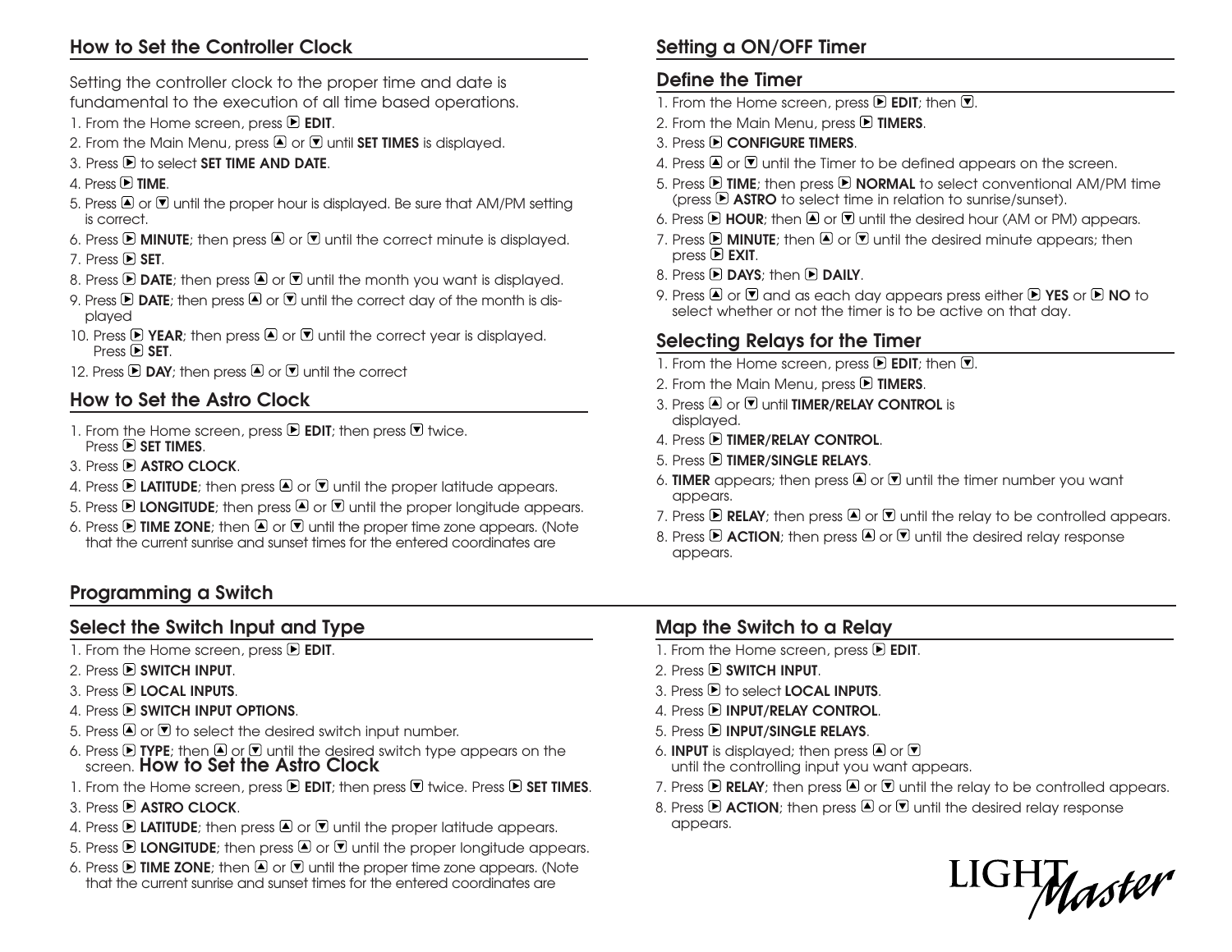## How to Set the Controller Clock

Setting the controller clock to the proper time and date is fundamental to the execution of all time based operations.

1. From the Home screen, press ▶ **EDIT**.
2. From the Main Menu, press ▲ or ▼ until **SET TIMES** is displayed.
3. Press ▶ to select **SET TIME AND DATE**.
4. Press ▶ **TIME**.
5. Press ▲ or ▼ until the proper hour is displayed. Be sure that AM/PM setting is correct.
6. Press ▶ **MINUTE**; then press ▲ or ▼ until the correct minute is displayed.
7. Press ▶ **SET**.
8. Press ▶ **DATE**; then press ▲ or ▼ until the month you want is displayed.
9. Press ▶ **DATE**; then press ▲ or ▼ until the correct day of the month is displayed
10. Press ▶ **YEAR**; then press ▲ or ▼ until the correct year is displayed. Press ▶ **SET**.
12. Press ▶ **DAY**; then press ▲ or ▼ until the correct

## How to Set the Astro Clock

1. From the Home screen, press ▶ **EDIT**; then press ▼ twice. Press ▶ **SET TIMES**.
3. Press ▶ **ASTRO CLOCK**.
4. Press ▶ **LATITUDE**; then press ▲ or ▼ until the proper latitude appears.
5. Press ▶ **LONGITUDE**; then press ▲ or ▼ until the proper longitude appears.
6. Press ▶ **TIME ZONE**; then ▲ or ▼ until the proper time zone appears. (Note that the current sunrise and sunset times for the entered coordinates are

## Setting a ON/OFF Timer

### Define the Timer

1. From the Home screen, press ▶ **EDIT**; then ▼.
2. From the Main Menu, press ▶ **TIMERS**.
3. Press ▶ **CONFIGURE TIMERS**.
4. Press ▲ or ▼ until the Timer to be defined appears on the screen.
5. Press ▶ **TIME**; then press ▶ **NORMAL** to select conventional AM/PM time (press ▶ **ASTRO** to select time in relation to sunrise/sunset).
6. Press ▶ **HOUR**; then ▲ or ▼ until the desired hour (AM or PM) appears.
7. Press ▶ **MINUTE**; then ▲ or ▼ until the desired minute appears; then press ▶ **EXIT**.
8. Press ▶ **DAYS**; then ▶ **DAILY**.
9. Press ▲ or ▼ and as each day appears press either ▶ **YES** or ▶ **NO** to select whether or not the timer is to be active on that day.

### Selecting Relays for the Timer

1. From the Home screen, press ▶ **EDIT**; then ▼.
2. From the Main Menu, press ▶ **TIMERS**.
3. Press ▲ or ▼ until **TIMER/RELAY CONTROL** is displayed.
4. Press ▶ **TIMER/RELAY CONTROL**.
5. Press ▶ **TIMER/SINGLE RELAYS**.
6. **TIMER** appears; then press ▲ or ▼ until the timer number you want appears.
7. Press ▶ **RELAY**; then press ▲ or ▼ until the relay to be controlled appears.
8. Press ▶ **ACTION**; then press ▲ or ▼ until the desired relay response appears.

## Programming a Switch

### Select the Switch Input and Type

1. From the Home screen, press ▶ **EDIT**.
2. Press ▶ **SWITCH INPUT**.
3. Press ▶ **LOCAL INPUTS**.
4. Press ▶ **SWITCH INPUT OPTIONS**.
5. Press ▲ or ▼ to select the desired switch input number.
6. Press ▶ **TYPE**; then ▲ or ▼ until the desired switch type appears on the screen.

### How to Set the Astro Clock

1. From the Home screen, press ▶ **EDIT**; then press ▼ twice. Press ▶ **SET TIMES**.
3. Press ▶ **ASTRO CLOCK**.
4. Press ▶ **LATITUDE**; then press ▲ or ▼ until the proper latitude appears.
5. Press ▶ **LONGITUDE**; then press ▲ or ▼ until the proper longitude appears.
6. Press ▶ **TIME ZONE**; then ▲ or ▼ until the proper time zone appears. (Note that the current sunrise and sunset times for the entered coordinates are

### Map the Switch to a Relay

1. From the Home screen, press ▶ **EDIT**.
2. Press ▶ **SWITCH INPUT**.
3. Press ▶ to select **LOCAL INPUTS**.
4. Press ▶ **INPUT/RELAY CONTROL**.
5. Press ▶ **INPUT/SINGLE RELAYS**.
6. **INPUT** is displayed; then press ▲ or ▼ until the controlling input you want appears.
7. Press ▶ **RELAY**; then press ▲ or ▼ until the relay to be controlled appears.
8. Press ▶ **ACTION**; then press ▲ or ▼ until the desired relay response appears.

LIGHTMaster